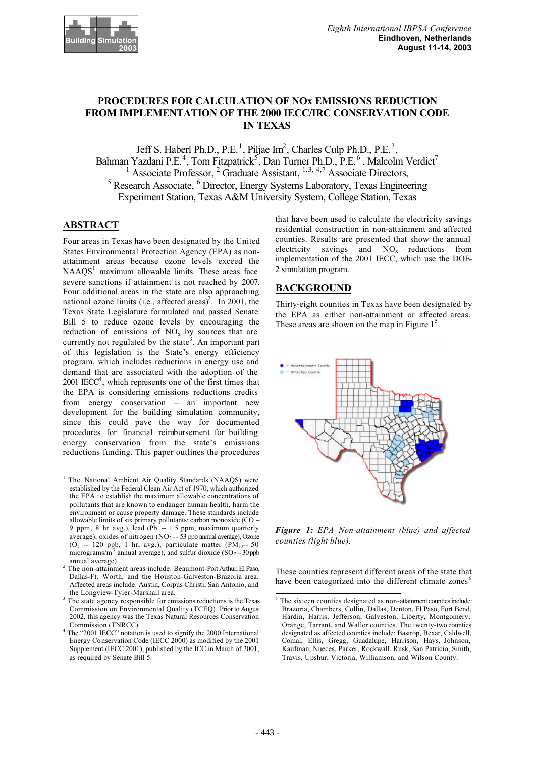# PROCEDURES FOR CALCULATION OF NOx EMISSIONS REDUCTION FROM IMPLEMENTATION OF THE 2000 IECC/IRC CONSERVATION CODE IN TEXAS

Jeff S. Haberl Ph.D., P.E.[1], Piljae Im[2], Charles Culp Ph.D., P.E.[3], Bahman Yazdani P.E.[4], Tom Fitzpatrick[5], Dan Turner Ph.D., P.E.[6], Malcolm Verdict[7]

[1] Associate Professor, [2] Graduate Assistant, [1,3,4,7] Associate Directors, [5] Research Associate, [6] Director, Energy Systems Laboratory, Texas Engineering Experiment Station, Texas A&M University System, College Station, Texas

## ABSTRACT

Four areas in Texas have been designated by the United States Environmental Protection Agency (EPA) as non-attainment areas because ozone levels exceed the NAAQS[1] maximum allowable limits. These areas face severe sanctions if attainment is not reached by 2007. Four additional areas in the state are also approaching national ozone limits (i.e., affected areas)[2]. In 2001, the Texas State Legislature formulated and passed Senate Bill 5 to reduce ozone levels by encouraging the reduction of emissions of $NO_x$ by sources that are currently not regulated by the state[3]. An important part of this legislation is the State's energy efficiency program, which includes reductions in energy use and demand that are associated with the adoption of the 2001 IECC[4], which represents one of the first times that the EPA is considering emissions reductions credits from energy conservation – an important new development for the building simulation community, since this could pave the way for documented procedures for financial reimbursement for building energy conservation from the state's emissions reductions funding. This paper outlines the procedures that have been used to calculate the electricity savings residential construction in non-attainment and affected counties. Results are presented that show the annual electricity savings and $NO_x$ reductions from implementation of the 2001 IECC, which use the DOE-2 simulation program.

## BACKGROUND

Thirty-eight counties in Texas have been designated by the EPA as either non-attainment or affected areas. These areas are shown on the map in Figure 1[5].

*Figure 1: EPA Non-attainment (blue) and affected counties (light blue).*

These counties represent different areas of the state that have been categorized into the different climate zones[6]

---

[1] The National Ambient Air Quality Standards (NAAQS) were established by the Federal Clean Air Act of 1970, which authorized the EPA to establish the maximum allowable concentrations of pollutants that are known to endanger human health, harm the environment or cause property damage. These standards include allowable limits of six primary pollutants: carbon monoxide (CO -- 9 ppm, 8 hr avg.), lead (Pb -- 1.5 ppm, maximum quarterly average), oxides of nitrogen ($NO_2$ -- 53 ppb annual average), Ozone ($O_3$ -- 120 ppb, 1 hr, avg.), particulate matter ($PM_{10}$-- 50 micrograms/$m^3$ annual average), and sulfur dioxide ($SO_2$ -- 30 ppb annual average).

[2] The non-attainment areas include: Beaumont-Port Arthur, El Paso, Dallas-Ft. Worth, and the Houston-Galveston-Brazoria area. Affected areas include: Austin, Corpus Christi, San Antonio, and the Longview-Tyler-Marshall area.

[3] The state agency responsible for emissions reductions is the Texas Commission on Environmental Quality (TCEQ). Prior to August 2002, this agency was the Texas Natural Resources Conservation Commission (TNRCC).

[4] The "2001 IECC" notation is used to signify the 2000 International Energy Conservation Code (IECC 2000) as modified by the 2001 Supplement (IECC 2001), published by the ICC in March of 2001, as required by Senate Bill 5.

[5] The sixteen counties designated as non-attainment counties include: Brazoria, Chambers, Collin, Dallas, Denton, El Paso, Fort Bend, Hardin, Harris, Jefferson, Galveston, Liberty, Montgomery, Orange, Tarrant, and Waller counties. The twenty-two counties designated as affected counties include: Bastrop, Bexar, Caldwell, Comal, Ellis, Gregg, Guadalupe, Harrison, Hays, Johnson, Kaufman, Nueces, Parker, Rockwall, Rusk, San Patricio, Smith, Travis, Upshur, Victoria, Williamson, and Wilson County.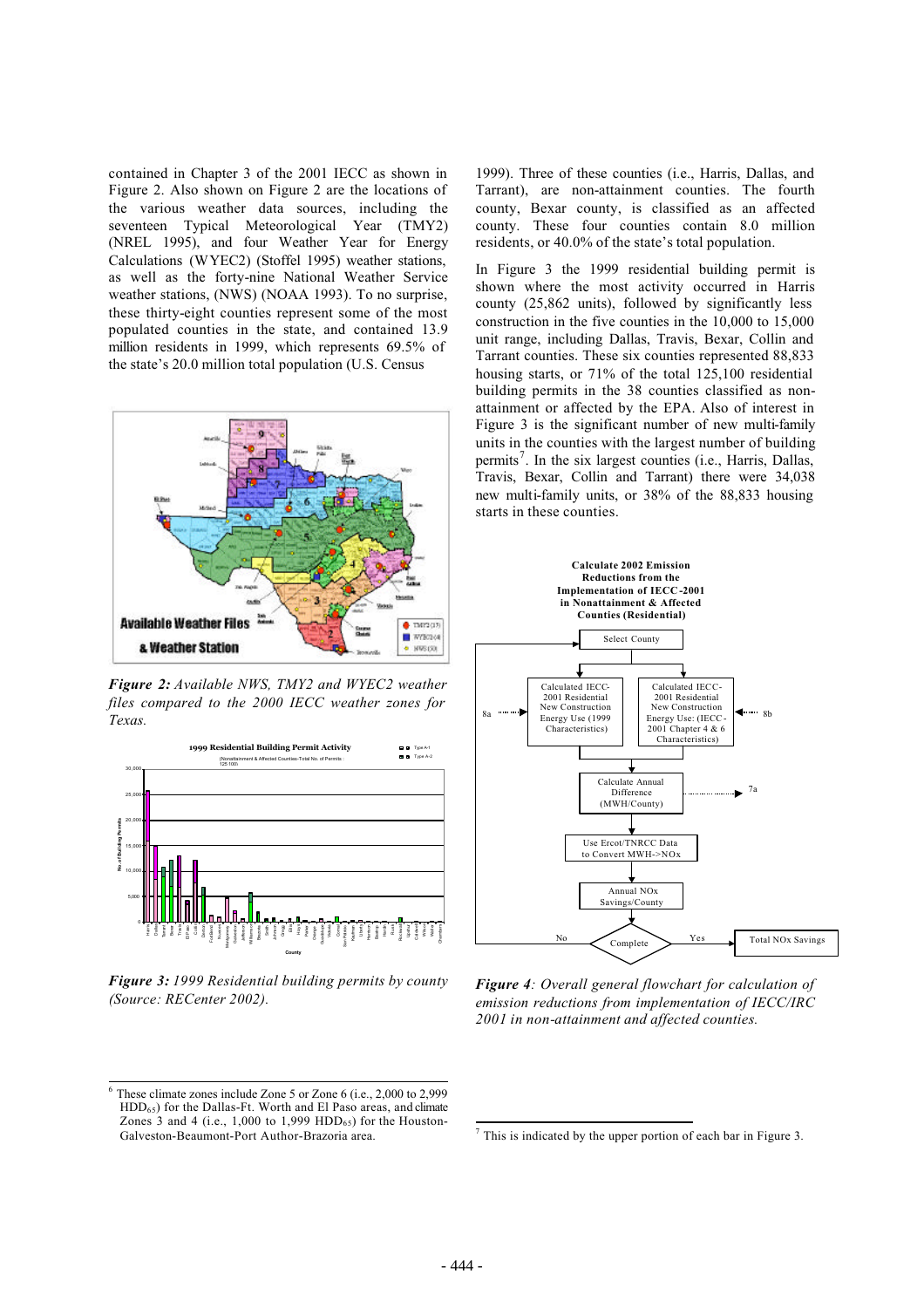contained in Chapter 3 of the 2001 IECC as shown in Figure 2. Also shown on Figure 2 are the locations of the various weather data sources, including the seventeen Typical Meteorological Year (TMY2) (NREL 1995), and four Weather Year for Energy Calculations (WYEC2) (Stoffel 1995) weather stations, as well as the forty-nine National Weather Service weather stations, (NWS) (NOAA 1993). To no surprise, these thirty-eight counties represent some of the most populated counties in the state, and contained 13.9 million residents in 1999, which represents 69.5% of the state's 20.0 million total population (U.S. Census 1999). Three of these counties (i.e., Harris, Dallas, and Tarrant), are non-attainment counties. The fourth county, Bexar county, is classified as an affected county. These four counties contain 8.0 million residents, or 40.0% of the state's total population.

***Figure 2:*** *Available NWS, TMY2 and WYEC2 weather files compared to the 2000 IECC weather zones for Texas.*

***Figure 3:*** *1999 Residential building permits by county (Source: RECenter 2002).*

In Figure 3 the 1999 residential building permit is shown where the most activity occurred in Harris county (25,862 units), followed by significantly less construction in the five counties in the 10,000 to 15,000 unit range, including Dallas, Travis, Bexar, Collin and Tarrant counties. These six counties represented 88,833 housing starts, or 71% of the total 125,100 residential building permits in the 38 counties classified as non-attainment or affected by the EPA. Also of interest in Figure 3 is the significant number of new multi-family units in the counties with the largest number of building permits[7]. In the six largest counties (i.e., Harris, Dallas, Travis, Bexar, Collin and Tarrant) there were 34,038 new multi-family units, or 38% of the 88,833 housing starts in these counties.

***Figure 4****: Overall general flowchart for calculation of emission reductions from implementation of IECC/IRC 2001 in non-attainment and affected counties.*

---

[6] These climate zones include Zone 5 or Zone 6 (i.e., 2,000 to 2,999 $HDD_{65}$) for the Dallas-Ft. Worth and El Paso areas, and climate Zones 3 and 4 (i.e., 1,000 to 1,999 $HDD_{65}$) for the Houston-Galveston-Beaumont-Port Author-Brazoria area.

[7] This is indicated by the upper portion of each bar in Figure 3.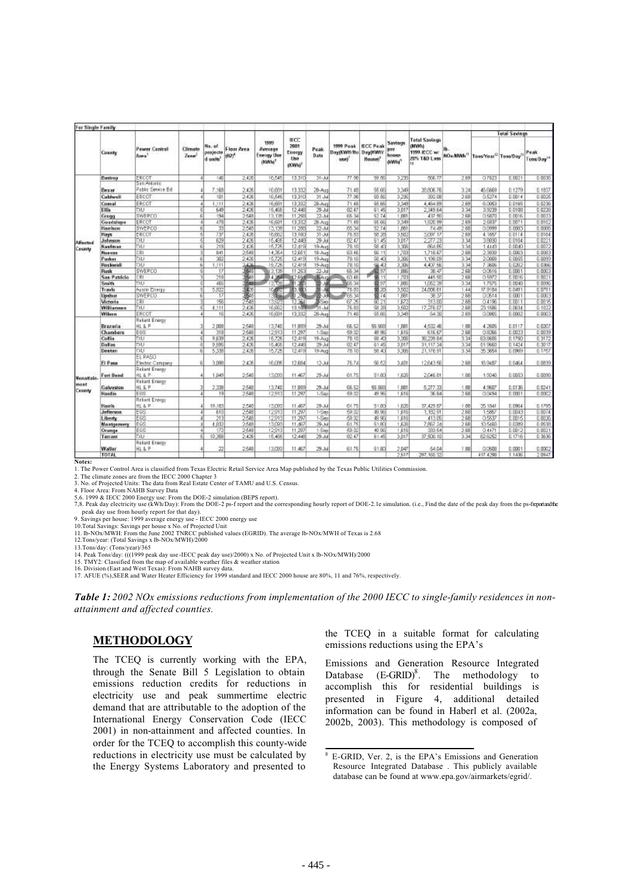| For Single Family | | | | | | | | | | | | | | Total Savings | | |
|---|---|---|---|---|---|---|---|---|---|---|---|---|---|---|---|---|
| | County | Power Control Area[1] | Climate Zone[2] | No. of projected units[3] | Floor Area (ft2)[4] | 1999 Average Energy Use (KWh)[5] | IECC 2001 Energy Use (KWh)[6] | Peak Date | 1999 Peak Day(KWh/day use)[7] | IECC Peak Day(KWh/House)[8] | Savings per house (kWh)[9] | Total Savings (MWh) 1999-IECC w/ 20% T&D Loss[10] | lb-NOx/MWh[11] | Tons/Year[12] | Tons/Day[13] | Peak Tons/Day[14] |
| Affected County | Bastrop | ERCOT | 4 | 140 | 2,426 | 16,645 | 13,310 | 31-Jul | 77.98 | 59.66 | 3,235 | 556.77 | 2.69 | 0.7623 | 0.0021 | 0.0035 |
| | Bexar | San Antonio Public Service Bd | 4 | 7,168 | 2,426 | 16,681 | 13,332 | 26-Aug | 71.48 | 55.66 | 3,349 | 28,808.76 | 3.24 | 46.6669 | 0.1279 | 0.1837 |
| | Caldwell | ERCOT | 4 | 101 | 2,426 | 16,645 | 13,310 | 31-Jul | 77.98 | 59.66 | 3,235 | 392.08 | 2.69 | 0.5274 | 0.0014 | 0.0025 |
| | Comal | ERCOT | 4 | 1,111 | 2,426 | 16,681 | 13,332 | 26-Aug | 71.48 | 55.66 | 3,349 | 4,464.89 | 2.69 | 6.0053 | 0.0165 | 0.0236 |
| | Ellis | TXU | 5 | 649 | 2,426 | 15,465 | 12,448 | 29-Jul | 82.47 | 61.45 | 3,017 | 2,349.64 | 3.34 | 3.9239 | 0.0108 | 0.0228 |
| | Gregg | SWEPCO | 6 | 194 | 2,548 | 13,139 | 11,258 | 22-Jul | 65.34 | 52.74 | 1,881 | 437.90 | 2.68 | 0.5870 | 0.0016 | 0.0033 |
| | Guadalupe | ERCOT | 4 | 478 | 2,426 | 16,681 | 13,332 | 26-Aug | 71.48 | 55.66 | 3,349 | 1,920.99 | 2.69 | 2.5837 | 0.0071 | 0.0102 |
| | Harrison | SWEPCO | 6 | 33 | 2,548 | 13,139 | 11,258 | 22-Jul | 65.34 | 52.74 | 1,881 | 74.49 | 2.68 | 0.0999 | 0.0003 | 0.0006 |
| | Hays | ERCOT | 5 | 737 | 2,426 | 16,662 | 13,160 | 31-Jul | 76.83 | 58.28 | 3,502 | 3,097.17 | 2.69 | 4.1657 | 0.0114 | 0.0184 |
| | Johnson | TXU | 5 | 629 | 2,426 | 15,465 | 12,448 | 29-Jul | 82.47 | 61.45 | 3,017 | 2,277.23 | 3.34 | 3.8030 | 0.0104 | 0.0221 |
| | Kaufman | TXU | 5 | 218 | 2,426 | 15,725 | 12,419 | 19-Aug | 78.10 | 58.40 | 3,306 | 864.85 | 3.34 | 1.4443 | 0.0040 | 0.0072 |
| | Nueces | CRI | 3 | 841 | 2,548 | 14,354 | 12,651 | 18-Aug | 63.46 | 56.11 | 1,703 | 1,718.67 | 2.68 | 2.3030 | 0.0063 | 0.0083 |
| | Parker | TXU | 5 | 302 | 2,426 | 15,725 | 12,419 | 19-Aug | 78.10 | 58.40 | 3,306 | 1,198.09 | 3.34 | 2.0008 | 0.0055 | 0.0099 |
| | Rockwall | TXU | 5 | 1,111 | 2,426 | 15,725 | 12,419 | 19-Aug | 78.10 | 58.40 | 3,306 | 4,407.56 | 3.34 | 7.3606 | 0.0202 | 0.0366 |
| | Rusk | SWEPCO | 5 | 17 | 2,548 | 13,139 | 11,253 | 22-Jul | 65.34 | 52.97 | 1,886 | 38.47 | 2.68 | 0.0516 | 0.0001 | 0.0003 |
| | San Patricio | CRI | 3 | 218 | 2,548 | 14,354 | 12,651 | 18-Aug | 63.46 | 56.11 | 1,703 | 445.50 | 2.68 | 0.5972 | 0.0016 | 0.0021 |
| | Smith | TXU | 6 | 465 | 2,548 | 13,139 | 11,253 | 22-Jul | 65.34 | 52.97 | 1,886 | 1,052.39 | 3.34 | 1.7575 | 0.0048 | 0.0096 |
| | Travis | Austin Energy | 5 | 5,922 | 2,426 | 16,662 | 13,160 | 31-Jul | 76.83 | 58.28 | 3,502 | 24,886.61 | 1.44 | 17.9184 | 0.0491 | 0.0791 |
| | Upshur | SWEPCO | 6 | 17 | 2,548 | 13,139 | 11,258 | 22-Jul | 65.34 | 52.74 | 1,881 | 38.37 | 2.68 | 0.0514 | 0.0001 | 0.0003 |
| | Victoria | CRI | 3 | 156 | 2,548 | 13,221 | 12,251 | 3-Sep | 67.25 | 60.21 | 1,672 | 313.00 | 2.68 | 0.4196 | 0.0011 | 0.0015 |
| | Williamson | TXU | 5 | 4,111 | 2,426 | 16,662 | 13,160 | 31-Jul | 76.83 | 58.28 | 3,502 | 17,278.07 | 2.68 | 23.1588 | 0.0634 | 0.1022 |
| | Wilson | ERCOT | 4 | 16 | 2,426 | 16,681 | 13,332 | 26-Aug | 71.48 | 55.66 | 3,349 | 64.30 | 2.69 | 0.0865 | 0.0002 | 0.0003 |
| Nonattainment County | Brazaria | Reliant Energy HL & P | 3 | 2,008 | 2,548 | 13,740 | 11,859 | 29-Jul | 66.52 | 55.568 | 1,881 | 4,532.46 | 1.88 | 4.2605 | 0.0117 | 0.0207 |
| | Chambers | EGS | 4 | 318 | 2,548 | 12,913 | 11,297 | 1-Sep | 59.02 | 48.96 | 1,616 | 616.67 | 2.68 | 0.8266 | 0.0023 | 0.0039 |
| | Collin | TXU | 5 | 9,539 | 2,426 | 15,725 | 12,419 | 19-Aug | 78.10 | 58.40 | 3,306 | 38,238.64 | 3.34 | 63.8605 | 0.1750 | 0.3172 |
| | Dallas | TXU | 5 | 8,586 | 2,426 | 15,465 | 12,448 | 29-Jul | 82.47 | 61.45 | 3,017 | 31,117.34 | 3.34 | 51.9660 | 0.1424 | 0.3017 |
| | Denton | TXU | 5 | 5,335 | 2,426 | 15,725 | 12,419 | 19-Aug | 78.10 | 58.40 | 3,306 | 21,178.91 | 3.34 | 35.3654 | 0.0969 | 0.1757 |
| | El Paso | EL PASO Electric Company | 3 | 3,088 | 2,426 | 16,085 | 12,684 | 12-Jul | 76.74 | 56.52 | 3,401 | 12,643.56 | 2.68 | 16.9487 | 0.0464 | 0.0839 |
| | Fort Bend | Reliant Energy HL & P | 4 | 1,049 | 2,548 | 13,093 | 11,467 | 29-Jul | 61.75 | 51.80 | 1,626 | 2,046.81 | 1.88 | 1.9240 | 0.0053 | 0.0098 |
| | Galveston | Reliant Energy HL & P | 3 | 2,338 | 2,548 | 13,740 | 11,859 | 29-Jul | 66.52 | 55.568 | 1,881 | 5,277.33 | 1.88 | 4.9607 | 0.0136 | 0.0241 |
| | Hardin | EGS | 4 | 19 | 2,548 | 12,913 | 11,297 | 1-Sep | 59.02 | 48.96 | 1,616 | 36.84 | 2.68 | 0.0494 | 0.0001 | 0.0002 |
| | Harris | Reliant Energy HL & P | 4 | 19,183 | 2,548 | 13,093 | 11,467 | 29-Jul | 61.75 | 51.80 | 1,626 | 37,429.87 | 1.88 | 35.1841 | 0.0964 | 0.1795 |
| | Jefferson | EGS | 4 | 610 | 2,548 | 12,913 | 11,297 | 1-Sep | 59.02 | 48.96 | 1,616 | 1,182.91 | 2.68 | 1.5857 | 0.0043 | 0.0074 |
| | Liberty | EGS | 4 | 213 | 2,548 | 12,913 | 11,297 | 1-Sep | 59.02 | 48.96 | 1,616 | 413.05 | 2.68 | 0.5537 | 0.0015 | 0.0026 |
| | Montgomery | EGS | 4 | 4,030 | 2,548 | 13,093 | 11,467 | 29-Jul | 61.75 | 51.80 | 1,626 | 7,862.34 | 2.68 | 10.5460 | 0.0289 | 0.0538 |
| | Orange | EGS | 4 | 172 | 2,548 | 12,913 | 11,297 | 1-Sep | 59.02 | 48.96 | 1,616 | 333.54 | 2.68 | 0.4471 | 0.0012 | 0.0021 |
| | Tarrant | TXU | 5 | 10,358 | 2,426 | 15,465 | 12,448 | 29-Jul | 82.47 | 61.45 | 3,017 | 37,508.10 | 3.34 | 62.6252 | 0.1716 | 0.3636 |
| | Waller | Reliant Energy HL & P | 4 | 22 | 2,548 | 13,093 | 11,467 | 29-Jul | 61.75 | 51.80 | 2,047 | 54.04 | 1.88 | 0.0508 | 0.0001 | 0.0002 |
| | TOTAL | | | | | | | | | | 2,517 | 297,160.32 | | 417.4298 | 1.1436 | 2.0947 |

**Notes:**

1. The Power Control Area is classified from Texas Electric Retail Service Area Map published by the Texas Public Utilities Commission.
2. The climate zones are from the IECC 2000 Chapter 3
3. No. of Projected Units: The data from Real Estate Center of TAMU and U.S. Census.
4. Floor Area: From NAHB Survey Data
5,6. 1999 & IECC 2000 Energy use: From the DOE-2 simulation (BEPS report).
7,8. Peak day electricity use (kWh/Day): From the DOE-2 ps-f report and the corresponding hourly report of DOE-2.1e simulation. (i.e., Find the date of the peak day from the ps-f report and the peak day use from hourly report for that day).
9. Savings per house: 1999 average energy use - IECC 2000 energy use
10.Total Savings: Savings per house x No. of Projected Unit
11. lb-NOx/MWH: From the June 2002 TNRCC published values (EGRID). The average lb-NOx/MWH of Texas is 2.68
12.Tons/year: (Total Savings x lb-NOx/MWH)/2000
13.Tons/day: (Tons/year)/365
14. Peak Tons/day: (((1999 peak day use -IECC peak day use)/2000) x No. of Projected Unit x lb-NOx/MWH)/2000
15. TMY2: Classified from the map of available weather files & weather station
16. Division (East and West Texas): From NAHB survey data.
17. AFUE (%),SEER and Water Heater Efficiency for 1999 standard and IECC 2000 house are 80%, 11 and 76%, respectively.

***Table 1:** 2002 NOx emissions reductions from implementation of the 2000 IECC to single-family residences in non-attainment and affected counties.*

## METHODOLOGY

The TCEQ is currently working with the EPA, through the Senate Bill 5 Legislation to obtain emissions reduction credits for reductions in electricity use and peak summertime electric demand that are attributable to the adoption of the International Energy Conservation Code (IECC 2001) in non-attainment and affected counties. In order for the TCEQ to accomplish this county-wide reductions in electricity use must be calculated by the Energy Systems Laboratory and presented to the TCEQ in a suitable format for calculating emissions reductions using the EPA's Emissions and Generation Resource Integrated Database (E-GRID)[8]. The methodology to accomplish this for residential buildings is presented in Figure 4, additional detailed information can be found in Haberl et al. (2002a, 2002b, 2003). This methodology is composed of

[8] E-GRID, Ver. 2, is the EPA's Emissions and Generation Resource Integrated Database . This publicly available database can be found at www.epa.gov/airmarkets/egrid/.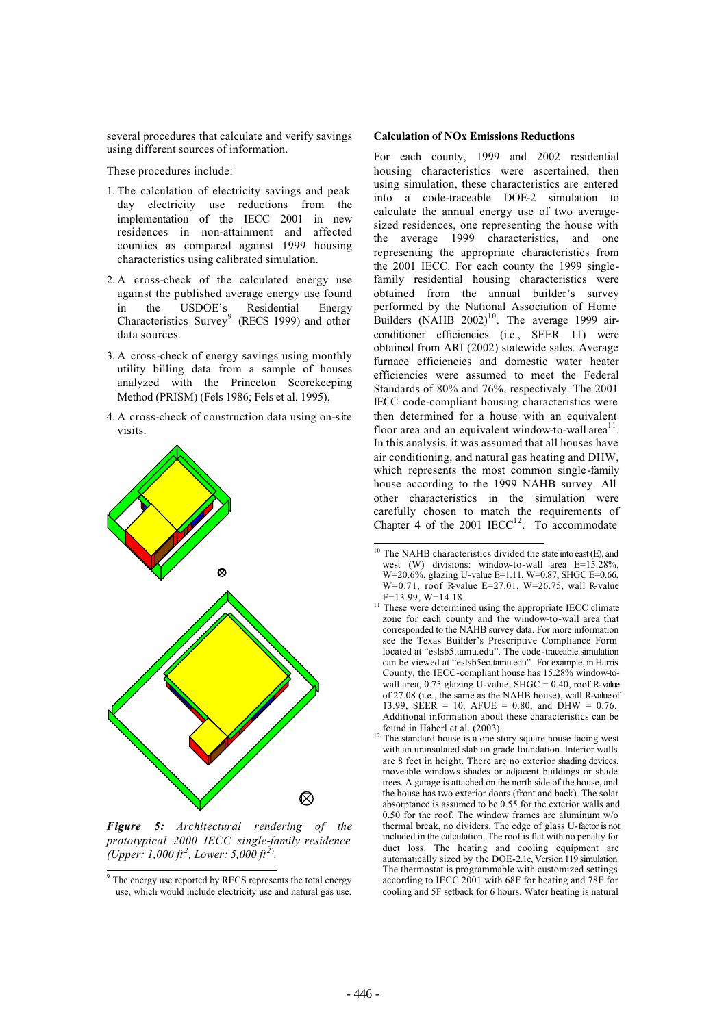several procedures that calculate and verify savings using different sources of information.

These procedures include:

1. The calculation of electricity savings and peak day electricity use reductions from the implementation of the IECC 2001 in new residences in non-attainment and affected counties as compared against 1999 housing characteristics using calibrated simulation.
2. A cross-check of the calculated energy use against the published average energy use found in the USDOE's Residential Energy Characteristics Survey[9] (RECS 1999) and other data sources.
3. A cross-check of energy savings using monthly utility billing data from a sample of houses analyzed with the Princeton Scorekeeping Method (PRISM) (Fels 1986; Fels et al. 1995),
4. A cross-check of construction data using on-site visits.

*Figure 5: Architectural rendering of the prototypical 2000 IECC single-family residence (Upper: 1,000 ft², Lower: 5,000 ft²).*

### Calculation of NOx Emissions Reductions

For each county, 1999 and 2002 residential housing characteristics were ascertained, then using simulation, these characteristics are entered into a code-traceable DOE-2 simulation to calculate the annual energy use of two average-sized residences, one representing the house with the average 1999 characteristics, and one representing the appropriate characteristics from the 2001 IECC. For each county the 1999 single-family residential housing characteristics were obtained from the annual builder's survey performed by the National Association of Home Builders (NAHB 2002)[10]. The average 1999 air-conditioner efficiencies (i.e., SEER 11) were obtained from ARI (2002) statewide sales. Average furnace efficiencies and domestic water heater efficiencies were assumed to meet the Federal Standards of 80% and 76%, respectively. The 2001 IECC code-compliant housing characteristics were then determined for a house with an equivalent floor area and an equivalent window-to-wall area[11]. In this analysis, it was assumed that all houses have air conditioning, and natural gas heating and DHW, which represents the most common single-family house according to the 1999 NAHB survey. All other characteristics in the simulation were carefully chosen to match the requirements of Chapter 4 of the 2001 IECC[12]. To accommodate

---

[9] The energy use reported by RECS represents the total energy use, which would include electricity use and natural gas use.

[10] The NAHB characteristics divided the state into east (E), and west (W) divisions: window-to-wall area E=15.28%, W=20.6%, glazing U-value E=1.11, W=0.87, SHGC E=0.66, W=0.71, roof R-value E=27.01, W=26.75, wall R-value E=13.99, W=14.18.

[11] These were determined using the appropriate IECC climate zone for each county and the window-to-wall area that corresponded to the NAHB survey data. For more information see the Texas Builder's Prescriptive Compliance Form located at "eslsb5.tamu.edu". The code-traceable simulation can be viewed at "eslsb5ec.tamu.edu". For example, in Harris County, the IECC-compliant house has 15.28% window-to-wall area, 0.75 glazing U-value, SHGC = 0.40, roof R-value of 27.08 (i.e., the same as the NAHB house), wall R-value of 13.99, SEER = 10, AFUE = 0.80, and DHW = 0.76. Additional information about these characteristics can be found in Haberl et al. (2003).

[12] The standard house is a one story square house facing west with an uninsulated slab on grade foundation. Interior walls are 8 feet in height. There are no exterior shading devices, moveable windows shades or adjacent buildings or shade trees. A garage is attached on the north side of the house, and the house has two exterior doors (front and back). The solar absorptance is assumed to be 0.55 for the exterior walls and 0.50 for the roof. The window frames are aluminum w/o thermal break, no dividers. The edge of glass U-factor is not included in the calculation. The roof is flat with no penalty for duct loss. The heating and cooling equipment are automatically sized by the DOE-2.1e, Version 119 simulation. The thermostat is programmable with customized settings according to IECC 2001 with 68F for heating and 78F for cooling and 5F setback for 6 hours. Water heating is natural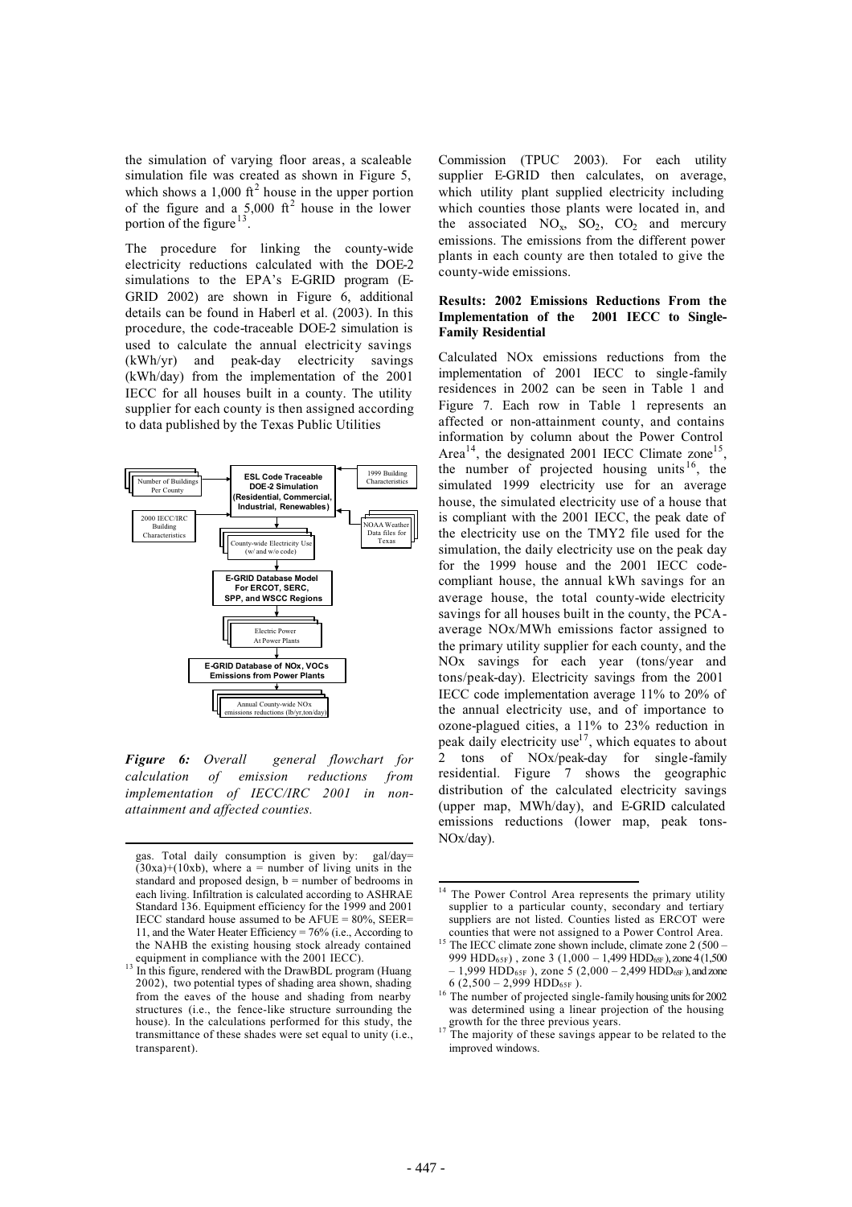the simulation of varying floor areas, a scaleable simulation file was created as shown in Figure 5, which shows a 1,000 $ft^2$ house in the upper portion of the figure and a 5,000 $ft^2$ house in the lower portion of the figure[13].

The procedure for linking the county-wide electricity reductions calculated with the DOE-2 simulations to the EPA's E-GRID program (E-GRID 2002) are shown in Figure 6, additional details can be found in Haberl et al. (2003). In this procedure, the code-traceable DOE-2 simulation is used to calculate the annual electricity savings (kWh/yr) and peak-day electricity savings (kWh/day) from the implementation of the 2001 IECC for all houses built in a county. The utility supplier for each county is then assigned according to data published by the Texas Public Utilities

Number of Buildings Per County

ESL Code Traceable DOE-2 Simulation (Residential, Commercial, Industrial, Renewables)

1999 Building Characteristics

2000 IECC/IRC Building Characteristics

NOAA Weather Data files for Texas

County-wide Electricity Use (w/ and w/o code)

E-GRID Database Model For ERCOT, SERC, SPP, and WSCC Regions

Electric Power At Power Plants

E-GRID Database of NOx, VOCs Emissions from Power Plants

Annual County-wide NOx emissions reductions (lb/yr,ton/day)

***Figure 6:** Overall general flowchart for calculation of emission reductions from implementation of IECC/IRC 2001 in non-attainment and affected counties.*

Commission (TPUC 2003). For each utility supplier E-GRID then calculates, on average, which utility plant supplied electricity including which counties those plants were located in, and the associated $NO_x$, $SO_2$, $CO_2$ and mercury emissions. The emissions from the different power plants in each county are then totaled to give the county-wide emissions.

#### Results: 2002 Emissions Reductions From the Implementation of the 2001 IECC to Single-Family Residential

Calculated NOx emissions reductions from the implementation of 2001 IECC to single-family residences in 2002 can be seen in Table 1 and Figure 7. Each row in Table 1 represents an affected or non-attainment county, and contains information by column about the Power Control Area[14], the designated 2001 IECC Climate zone[15], the number of projected housing units[16], the simulated 1999 electricity use for an average house, the simulated electricity use of a house that is compliant with the 2001 IECC, the peak date of the electricity use on the TMY2 file used for the simulation, the daily electricity use on the peak day for the 1999 house and the 2001 IECC code-compliant house, the annual kWh savings for an average house, the total county-wide electricity savings for all houses built in the county, the PCA-average NOx/MWh emissions factor assigned to the primary utility supplier for each county, and the NOx savings for each year (tons/year and tons/peak-day). Electricity savings from the 2001 IECC code implementation average 11% to 20% of the annual electricity use, and of importance to ozone-plagued cities, a 11% to 23% reduction in peak daily electricity use[17], which equates to about 2 tons of NOx/peak-day for single-family residential. Figure 7 shows the geographic distribution of the calculated electricity savings (upper map, MWh/day), and E-GRID calculated emissions reductions (lower map, peak tons-NOx/day).

---

gas. Total daily consumption is given by: gal/day= (30xa)+(10xb), where a = number of living units in the standard and proposed design, b = number of bedrooms in each living. Infiltration is calculated according to ASHRAE Standard 136. Equipment efficiency for the 1999 and 2001 IECC standard house assumed to be AFUE = 80%, SEER= 11, and the Water Heater Efficiency = 76% (i.e., According to the NAHB the existing housing stock already contained equipment in compliance with the 2001 IECC).

[13] In this figure, rendered with the DrawBDL program (Huang 2002), two potential types of shading area shown, shading from the eaves of the house and shading from nearby structures (i.e., the fence-like structure surrounding the house). In the calculations performed for this study, the transmittance of these shades were set equal to unity (i.e., transparent).

[14] The Power Control Area represents the primary utility supplier to a particular county, secondary and tertiary suppliers are not listed. Counties listed as ERCOT were counties that were not assigned to a Power Control Area.

[15] The IECC climate zone shown include, climate zone 2 (500 – 999 $HDD_{65F}$), zone 3 (1,000 – 1,499 $HDD_{65F}$), zone 4 (1,500 – 1,999 $HDD_{65F}$), zone 5 (2,000 – 2,499 $HDD_{65F}$), and zone 6 (2,500 – 2,999 $HDD_{65F}$).

[16] The number of projected single-family housing units for 2002 was determined using a linear projection of the housing growth for the three previous years.

[17] The majority of these savings appear to be related to the improved windows.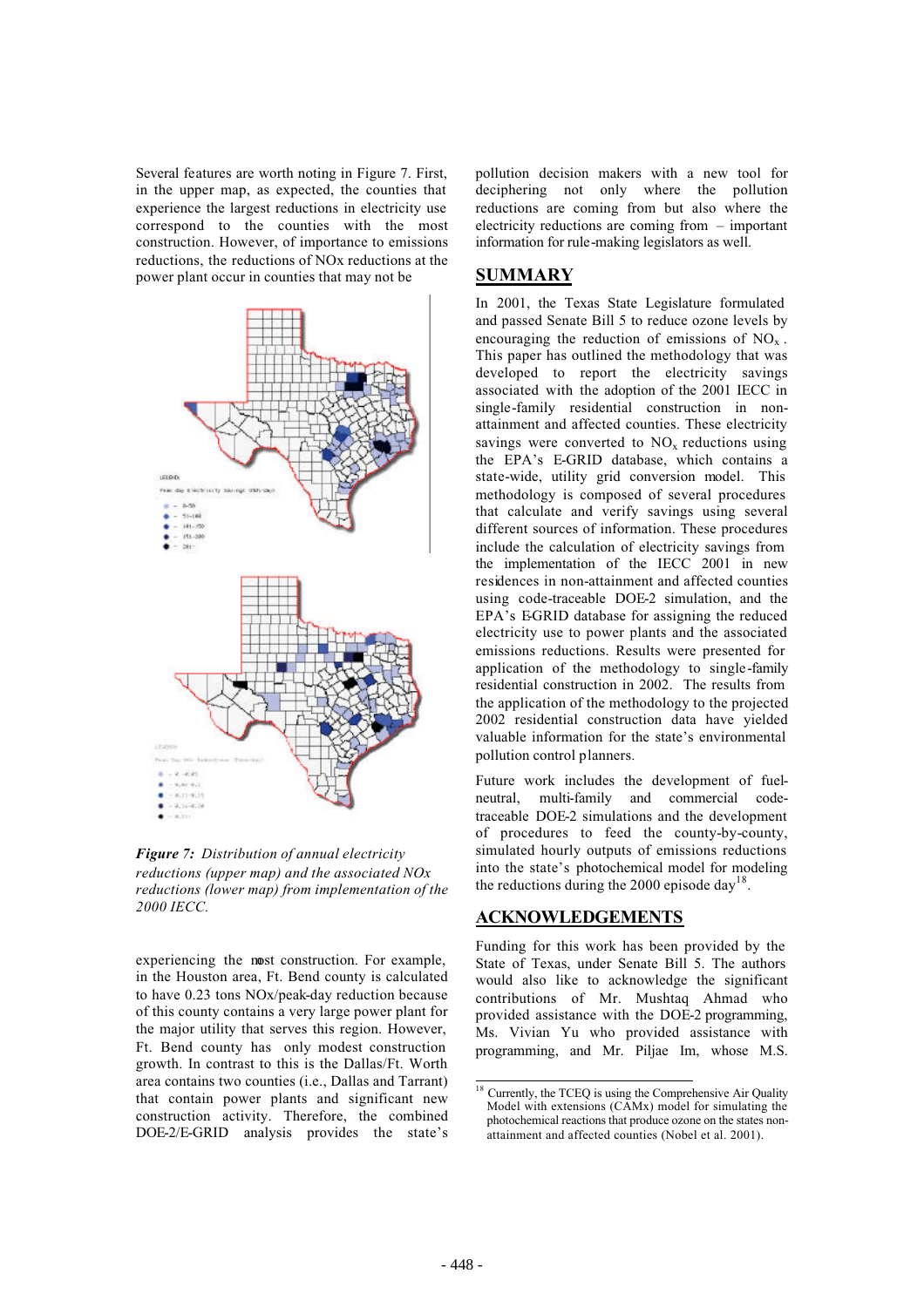Several features are worth noting in Figure 7. First, in the upper map, as expected, the counties that experience the largest reductions in electricity use correspond to the counties with the most construction. However, of importance to emissions reductions, the reductions of NOx reductions at the power plant occur in counties that may not be experiencing the most construction. For example, in the Houston area, Ft. Bend county is calculated to have 0.23 tons NOx/peak-day reduction because of this county contains a very large power plant for the major utility that serves this region. However, Ft. Bend county has only modest construction growth. In contrast to this is the Dallas/Ft. Worth area contains two counties (i.e., Dallas and Tarrant) that contain power plants and significant new construction activity. Therefore, the combined DOE-2/E-GRID analysis provides the state's pollution decision makers with a new tool for deciphering not only where the pollution reductions are coming from but also where the electricity reductions are coming from – important information for rule-making legislators as well.

*Figure 7: Distribution of annual electricity reductions (upper map) and the associated NOx reductions (lower map) from implementation of the 2000 IECC.*

## SUMMARY

In 2001, the Texas State Legislature formulated and passed Senate Bill 5 to reduce ozone levels by encouraging the reduction of emissions of $NO_x$. This paper has outlined the methodology that was developed to report the electricity savings associated with the adoption of the 2001 IECC in single-family residential construction in non-attainment and affected counties. These electricity savings were converted to $NO_x$ reductions using the EPA's E-GRID database, which contains a state-wide, utility grid conversion model. This methodology is composed of several procedures that calculate and verify savings using several different sources of information. These procedures include the calculation of electricity savings from the implementation of the IECC 2001 in new residences in non-attainment and affected counties using code-traceable DOE-2 simulation, and the EPA's E-GRID database for assigning the reduced electricity use to power plants and the associated emissions reductions. Results were presented for application of the methodology to single-family residential construction in 2002. The results from the application of the methodology to the projected 2002 residential construction data have yielded valuable information for the state's environmental pollution control planners.

Future work includes the development of fuel-neutral, multi-family and commercial code-traceable DOE-2 simulations and the development of procedures to feed the county-by-county, simulated hourly outputs of emissions reductions into the state's photochemical model for modeling the reductions during the 2000 episode day[18].

## ACKNOWLEDGEMENTS

Funding for this work has been provided by the State of Texas, under Senate Bill 5. The authors would also like to acknowledge the significant contributions of Mr. Mushtaq Ahmad who provided assistance with the DOE-2 programming, Ms. Vivian Yu who provided assistance with programming, and Mr. Piljae Im, whose M.S.

[18] Currently, the TCEQ is using the Comprehensive Air Quality Model with extensions (CAMx) model for simulating the photochemical reactions that produce ozone on the states non-attainment and affected counties (Nobel et al. 2001).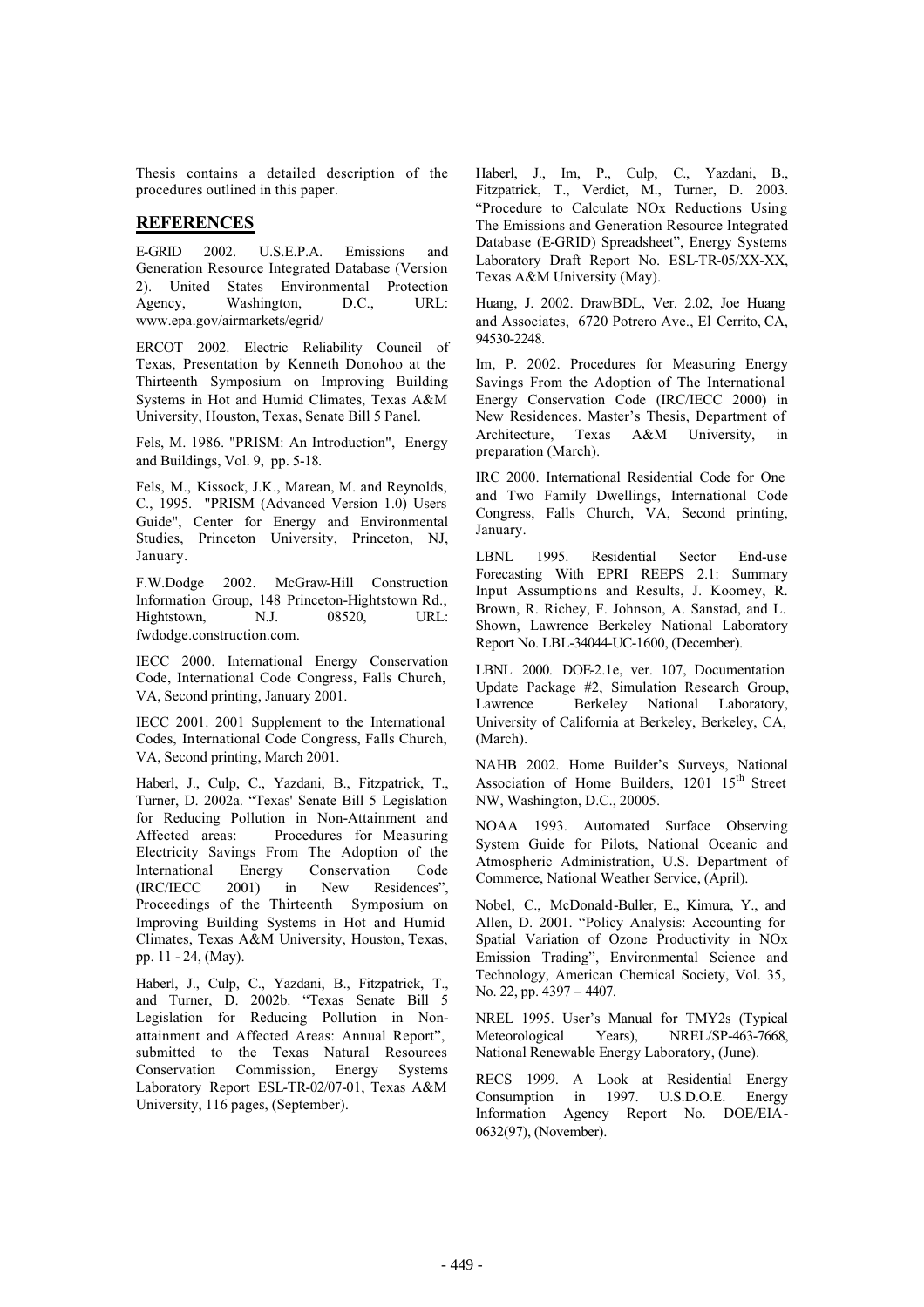Thesis contains a detailed description of the procedures outlined in this paper.

## REFERENCES

E-GRID 2002. U.S.E.P.A. Emissions and Generation Resource Integrated Database (Version 2). United States Environmental Protection Agency, Washington, D.C., URL: www.epa.gov/airmarkets/egrid/

ERCOT 2002. Electric Reliability Council of Texas, Presentation by Kenneth Donohoo at the Thirteenth Symposium on Improving Building Systems in Hot and Humid Climates, Texas A&M University, Houston, Texas, Senate Bill 5 Panel.

Fels, M. 1986. "PRISM: An Introduction", Energy and Buildings, Vol. 9, pp. 5-18.

Fels, M., Kissock, J.K., Marean, M. and Reynolds, C., 1995. "PRISM (Advanced Version 1.0) Users Guide", Center for Energy and Environmental Studies, Princeton University, Princeton, NJ, January.

F.W.Dodge 2002. McGraw-Hill Construction Information Group, 148 Princeton-Hightstown Rd., Hightstown, N.J. 08520, URL: fwdodge.construction.com.

IECC 2000. International Energy Conservation Code, International Code Congress, Falls Church, VA, Second printing, January 2001.

IECC 2001. 2001 Supplement to the International Codes, International Code Congress, Falls Church, VA, Second printing, March 2001.

Haberl, J., Culp, C., Yazdani, B., Fitzpatrick, T., Turner, D. 2002a. "Texas' Senate Bill 5 Legislation for Reducing Pollution in Non-Attainment and Affected areas: Procedures for Measuring Electricity Savings From The Adoption of the International Energy Conservation Code (IRC/IECC 2001) in New Residences", Proceedings of the Thirteenth Symposium on Improving Building Systems in Hot and Humid Climates, Texas A&M University, Houston, Texas, pp. 11 - 24, (May).

Haberl, J., Culp, C., Yazdani, B., Fitzpatrick, T., and Turner, D. 2002b. "Texas Senate Bill 5 Legislation for Reducing Pollution in Non-attainment and Affected Areas: Annual Report", submitted to the Texas Natural Resources Conservation Commission, Energy Systems Laboratory Report ESL-TR-02/07-01, Texas A&M University, 116 pages, (September).

Haberl, J., Im, P., Culp, C., Yazdani, B., Fitzpatrick, T., Verdict, M., Turner, D. 2003. "Procedure to Calculate NOx Reductions Using The Emissions and Generation Resource Integrated Database (E-GRID) Spreadsheet", Energy Systems Laboratory Draft Report No. ESL-TR-05/XX-XX, Texas A&M University (May).

Huang, J. 2002. DrawBDL, Ver. 2.02, Joe Huang and Associates, 6720 Potrero Ave., El Cerrito, CA, 94530-2248.

Im, P. 2002. Procedures for Measuring Energy Savings From the Adoption of The International Energy Conservation Code (IRC/IECC 2000) in New Residences. Master's Thesis, Department of Architecture, Texas A&M University, in preparation (March).

IRC 2000. International Residential Code for One and Two Family Dwellings, International Code Congress, Falls Church, VA, Second printing, January.

LBNL 1995. Residential Sector End-use Forecasting With EPRI REEPS 2.1: Summary Input Assumptions and Results, J. Koomey, R. Brown, R. Richey, F. Johnson, A. Sanstad, and L. Shown, Lawrence Berkeley National Laboratory Report No. LBL-34044-UC-1600, (December).

LBNL 2000. DOE-2.1e, ver. 107, Documentation Update Package #2, Simulation Research Group, Lawrence Berkeley National Laboratory, University of California at Berkeley, Berkeley, CA, (March).

NAHB 2002. Home Builder's Surveys, National Association of Home Builders, 1201 15th Street NW, Washington, D.C., 20005.

NOAA 1993. Automated Surface Observing System Guide for Pilots, National Oceanic and Atmospheric Administration, U.S. Department of Commerce, National Weather Service, (April).

Nobel, C., McDonald-Buller, E., Kimura, Y., and Allen, D. 2001. "Policy Analysis: Accounting for Spatial Variation of Ozone Productivity in NOx Emission Trading", Environmental Science and Technology, American Chemical Society, Vol. 35, No. 22, pp. 4397 – 4407.

NREL 1995. User's Manual for TMY2s (Typical Meteorological Years), NREL/SP-463-7668, National Renewable Energy Laboratory, (June).

RECS 1999. A Look at Residential Energy Consumption in 1997. U.S.D.O.E. Energy Information Agency Report No. DOE/EIA-0632(97), (November).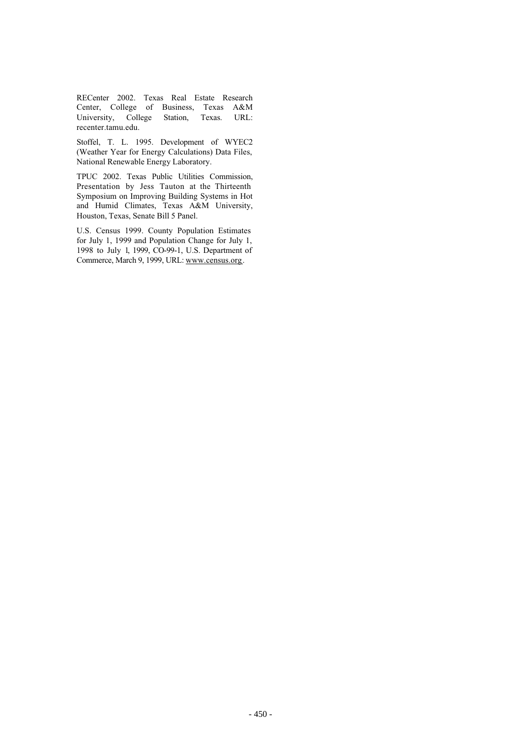RECenter 2002. Texas Real Estate Research Center, College of Business, Texas A&M University, College Station, Texas. URL: recenter.tamu.edu.

Stoffel, T. L. 1995. Development of WYEC2 (Weather Year for Energy Calculations) Data Files, National Renewable Energy Laboratory.

TPUC 2002. Texas Public Utilities Commission, Presentation by Jess Tauton at the Thirteenth Symposium on Improving Building Systems in Hot and Humid Climates, Texas A&M University, Houston, Texas, Senate Bill 5 Panel.

U.S. Census 1999. County Population Estimates for July 1, 1999 and Population Change for July 1, 1998 to July 1, 1999, CO-99-1, U.S. Department of Commerce, March 9, 1999, URL: www.census.org.